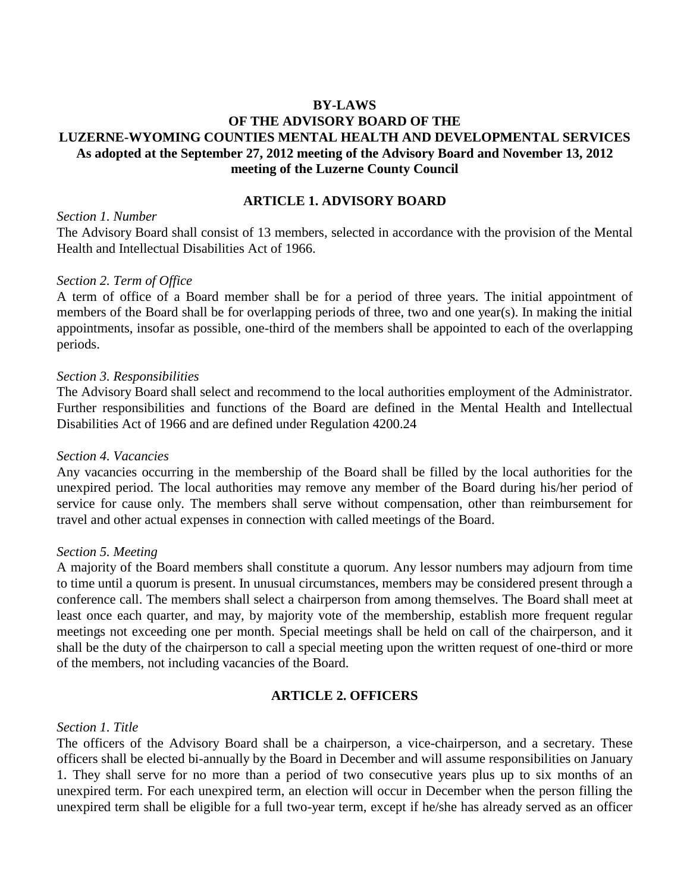# BY-LAWS
# OF THE ADVISORY BOARD OF THE
# LUZERNE-WYOMING COUNTIES MENTAL HEALTH AND DEVELOPMENTAL SERVICES

**As adopted at the September 27, 2012 meeting of the Advisory Board and November 13, 2012 meeting of the Luzerne County Council**

## ARTICLE 1. ADVISORY BOARD

*Section 1. Number*

The Advisory Board shall consist of 13 members, selected in accordance with the provision of the Mental Health and Intellectual Disabilities Act of 1966.

*Section 2. Term of Office*

A term of office of a Board member shall be for a period of three years. The initial appointment of members of the Board shall be for overlapping periods of three, two and one year(s). In making the initial appointments, insofar as possible, one-third of the members shall be appointed to each of the overlapping periods.

*Section 3. Responsibilities*

The Advisory Board shall select and recommend to the local authorities employment of the Administrator. Further responsibilities and functions of the Board are defined in the Mental Health and Intellectual Disabilities Act of 1966 and are defined under Regulation 4200.24

*Section 4. Vacancies*

Any vacancies occurring in the membership of the Board shall be filled by the local authorities for the unexpired period. The local authorities may remove any member of the Board during his/her period of service for cause only. The members shall serve without compensation, other than reimbursement for travel and other actual expenses in connection with called meetings of the Board.

*Section 5. Meeting*

A majority of the Board members shall constitute a quorum. Any lessor numbers may adjourn from time to time until a quorum is present. In unusual circumstances, members may be considered present through a conference call. The members shall select a chairperson from among themselves. The Board shall meet at least once each quarter, and may, by majority vote of the membership, establish more frequent regular meetings not exceeding one per month. Special meetings shall be held on call of the chairperson, and it shall be the duty of the chairperson to call a special meeting upon the written request of one-third or more of the members, not including vacancies of the Board.

## ARTICLE 2. OFFICERS

*Section 1. Title*

The officers of the Advisory Board shall be a chairperson, a vice-chairperson, and a secretary. These officers shall be elected bi-annually by the Board in December and will assume responsibilities on January 1. They shall serve for no more than a period of two consecutive years plus up to six months of an unexpired term. For each unexpired term, an election will occur in December when the person filling the unexpired term shall be eligible for a full two-year term, except if he/she has already served as an officer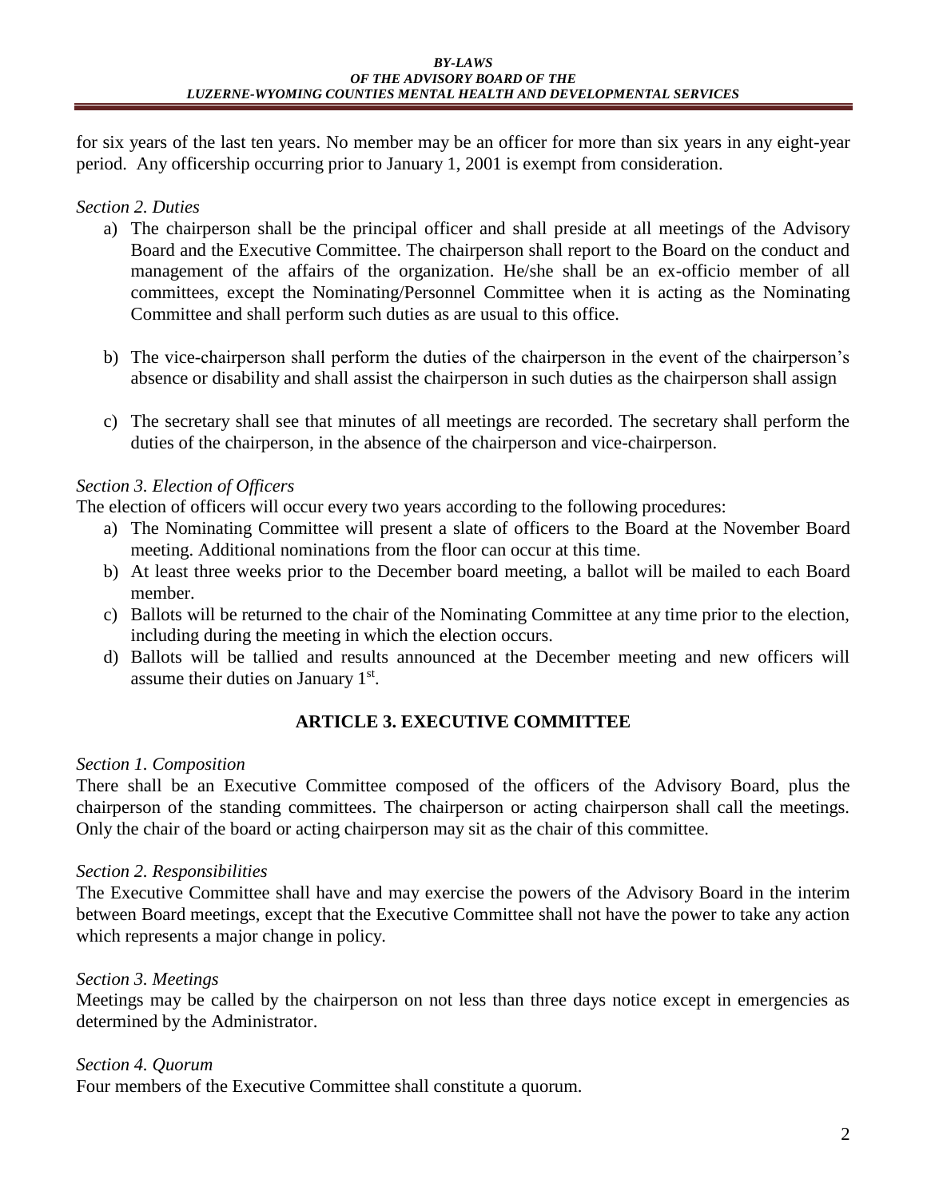for six years of the last ten years. No member may be an officer for more than six years in any eight-year period. Any officership occurring prior to January 1, 2001 is exempt from consideration.

*Section 2. Duties*

a) The chairperson shall be the principal officer and shall preside at all meetings of the Advisory Board and the Executive Committee. The chairperson shall report to the Board on the conduct and management of the affairs of the organization. He/she shall be an ex-officio member of all committees, except the Nominating/Personnel Committee when it is acting as the Nominating Committee and shall perform such duties as are usual to this office.

b) The vice-chairperson shall perform the duties of the chairperson in the event of the chairperson's absence or disability and shall assist the chairperson in such duties as the chairperson shall assign

c) The secretary shall see that minutes of all meetings are recorded. The secretary shall perform the duties of the chairperson, in the absence of the chairperson and vice-chairperson.

*Section 3. Election of Officers*

The election of officers will occur every two years according to the following procedures:

a) The Nominating Committee will present a slate of officers to the Board at the November Board meeting. Additional nominations from the floor can occur at this time.
b) At least three weeks prior to the December board meeting, a ballot will be mailed to each Board member.
c) Ballots will be returned to the chair of the Nominating Committee at any time prior to the election, including during the meeting in which the election occurs.
d) Ballots will be tallied and results announced at the December meeting and new officers will assume their duties on January 1st.

## ARTICLE 3. EXECUTIVE COMMITTEE

*Section 1. Composition*

There shall be an Executive Committee composed of the officers of the Advisory Board, plus the chairperson of the standing committees. The chairperson or acting chairperson shall call the meetings. Only the chair of the board or acting chairperson may sit as the chair of this committee.

*Section 2. Responsibilities*

The Executive Committee shall have and may exercise the powers of the Advisory Board in the interim between Board meetings, except that the Executive Committee shall not have the power to take any action which represents a major change in policy.

*Section 3. Meetings*

Meetings may be called by the chairperson on not less than three days notice except in emergencies as determined by the Administrator.

*Section 4. Quorum*

Four members of the Executive Committee shall constitute a quorum.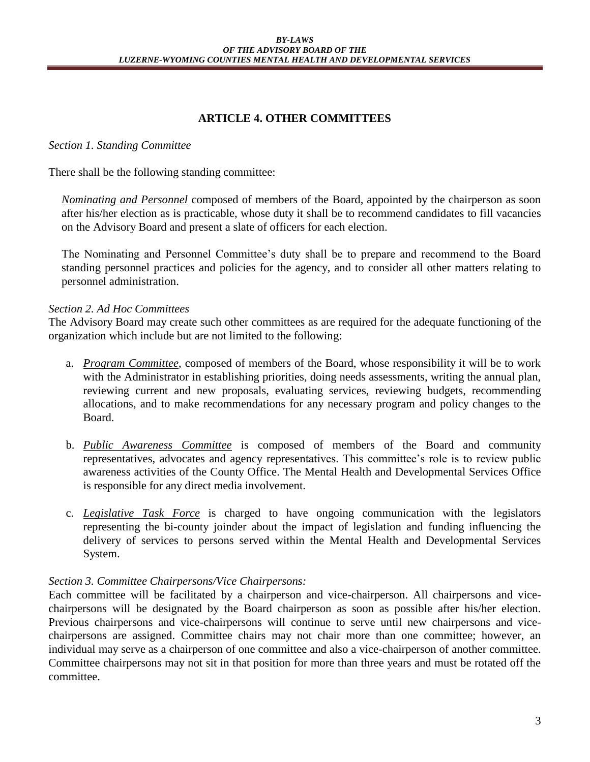## ARTICLE 4. OTHER COMMITTEES

*Section 1. Standing Committee*

There shall be the following standing committee:

*Nominating and Personnel* composed of members of the Board, appointed by the chairperson as soon after his/her election as is practicable, whose duty it shall be to recommend candidates to fill vacancies on the Advisory Board and present a slate of officers for each election.

The Nominating and Personnel Committee's duty shall be to prepare and recommend to the Board standing personnel practices and policies for the agency, and to consider all other matters relating to personnel administration.

*Section 2. Ad Hoc Committees*

The Advisory Board may create such other committees as are required for the adequate functioning of the organization which include but are not limited to the following:

a. *Program Committee*, composed of members of the Board, whose responsibility it will be to work with the Administrator in establishing priorities, doing needs assessments, writing the annual plan, reviewing current and new proposals, evaluating services, reviewing budgets, recommending allocations, and to make recommendations for any necessary program and policy changes to the Board.

b. *Public Awareness Committee* is composed of members of the Board and community representatives, advocates and agency representatives. This committee's role is to review public awareness activities of the County Office. The Mental Health and Developmental Services Office is responsible for any direct media involvement.

c. *Legislative Task Force* is charged to have ongoing communication with the legislators representing the bi-county joinder about the impact of legislation and funding influencing the delivery of services to persons served within the Mental Health and Developmental Services System.

*Section 3. Committee Chairpersons/Vice Chairpersons:*

Each committee will be facilitated by a chairperson and vice-chairperson. All chairpersons and vice-chairpersons will be designated by the Board chairperson as soon as possible after his/her election. Previous chairpersons and vice-chairpersons will continue to serve until new chairpersons and vice-chairpersons are assigned. Committee chairs may not chair more than one committee; however, an individual may serve as a chairperson of one committee and also a vice-chairperson of another committee. Committee chairpersons may not sit in that position for more than three years and must be rotated off the committee.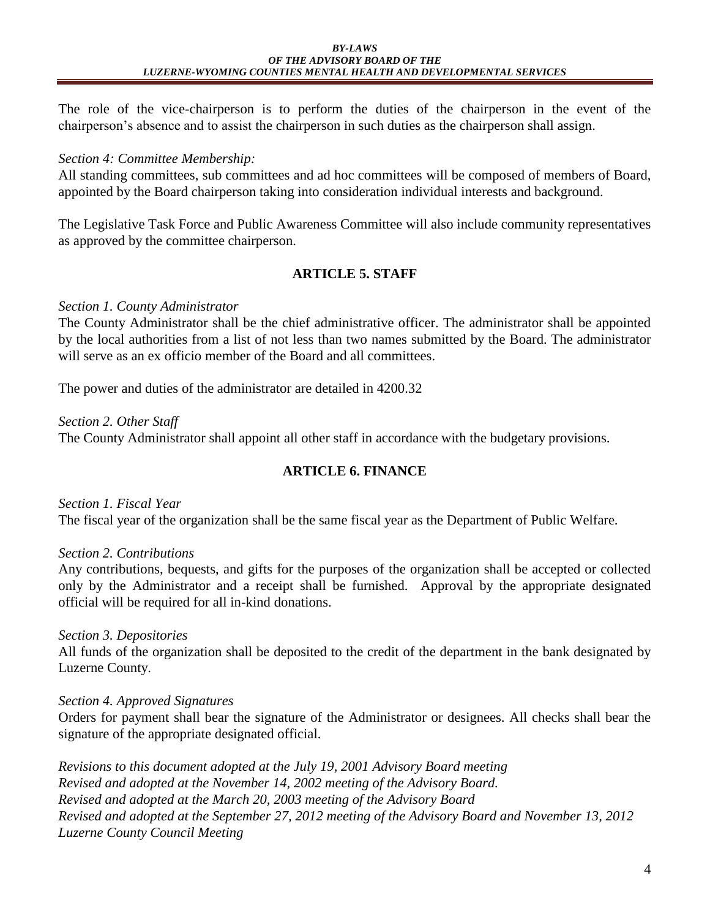The role of the vice-chairperson is to perform the duties of the chairperson in the event of the chairperson's absence and to assist the chairperson in such duties as the chairperson shall assign.

*Section 4: Committee Membership:*

All standing committees, sub committees and ad hoc committees will be composed of members of Board, appointed by the Board chairperson taking into consideration individual interests and background.

The Legislative Task Force and Public Awareness Committee will also include community representatives as approved by the committee chairperson.

## ARTICLE 5. STAFF

*Section 1. County Administrator*

The County Administrator shall be the chief administrative officer. The administrator shall be appointed by the local authorities from a list of not less than two names submitted by the Board. The administrator will serve as an ex officio member of the Board and all committees.

The power and duties of the administrator are detailed in 4200.32

*Section 2. Other Staff*

The County Administrator shall appoint all other staff in accordance with the budgetary provisions.

## ARTICLE 6. FINANCE

*Section 1. Fiscal Year*

The fiscal year of the organization shall be the same fiscal year as the Department of Public Welfare.

*Section 2. Contributions*

Any contributions, bequests, and gifts for the purposes of the organization shall be accepted or collected only by the Administrator and a receipt shall be furnished. Approval by the appropriate designated official will be required for all in-kind donations.

*Section 3. Depositories*

All funds of the organization shall be deposited to the credit of the department in the bank designated by Luzerne County.

*Section 4. Approved Signatures*

Orders for payment shall bear the signature of the Administrator or designees. All checks shall bear the signature of the appropriate designated official.

*Revisions to this document adopted at the July 19, 2001 Advisory Board meeting*
*Revised and adopted at the November 14, 2002 meeting of the Advisory Board.*
*Revised and adopted at the March 20, 2003 meeting of the Advisory Board*
*Revised and adopted at the September 27, 2012 meeting of the Advisory Board and November 13, 2012 Luzerne County Council Meeting*